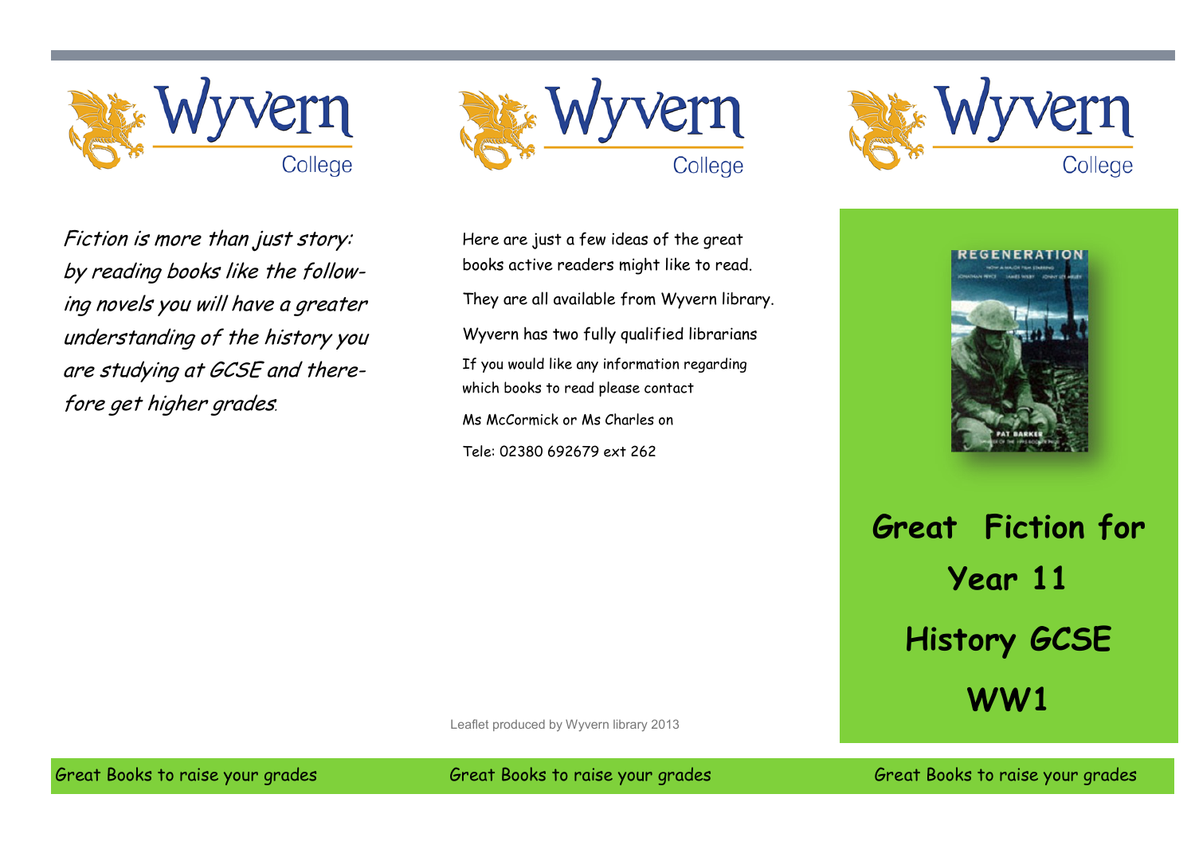*Fiction is more than just story: by reading books like the following novels you will have a greater understanding of the history you are studying at GCSE and therefore get higher grades.*

Great Books to raise your grades

Here are just a few ideas of the great books active readers might like to read.

They are all available from Wyvern library.

Wyvern has two fully qualified librarians

If you would like any information regarding which books to read please contact

Ms McCormick or Ms Charles on

Tele: 02380 692679 ext 262

Leaflet produced by Wyvern library 2013

Great Books to raise your grades

# Great Fiction for Year 11 History GCSE WW1

Great Books to raise your grades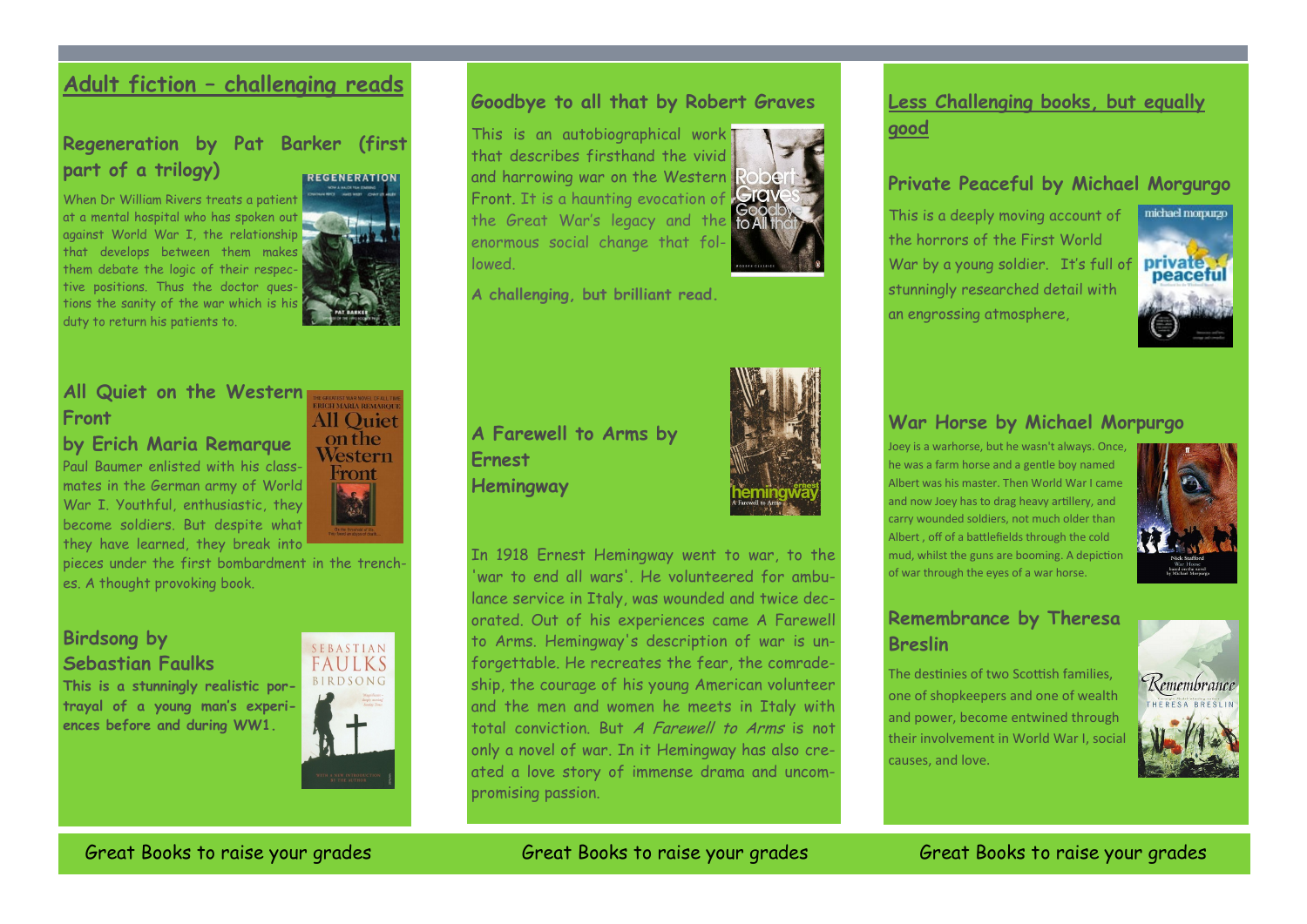## Adult fiction – challenging reads

### Regeneration by Pat Barker (first part of a trilogy)

When Dr William Rivers treats a patient at a mental hospital who has spoken out against World War I, the relationship that develops between them makes them debate the logic of their respective positions. Thus the doctor questions the sanity of the war which is his duty to return his patients to.

### All Quiet on the Western Front by Erich Maria Remarque

Paul Baumer enlisted with his classmates in the German army of World War I. Youthful, enthusiastic, they become soldiers. But despite what they have learned, they break into pieces under the first bombardment in the trenches. A thought provoking book.

### Birdsong by Sebastian Faulks

**This is a stunningly realistic portrayal of a young man's experiences before and during WW1.**

### Goodbye to all that by Robert Graves

This is an autobiographical work that describes firsthand the vivid and harrowing war on the Western Front. It is a haunting evocation of the Great War's legacy and the enormous social change that followed.

**A challenging, but brilliant read.**

### A Farewell to Arms by Ernest Hemingway

In 1918 Ernest Hemingway went to war, to the 'war to end all wars'. He volunteered for ambulance service in Italy, was wounded and twice decorated. Out of his experiences came A Farewell to Arms. Hemingway's description of war is unforgettable. He recreates the fear, the comradeship, the courage of his young American volunteer and the men and women he meets in Italy with total conviction. But *A Farewell to Arms* is not only a novel of war. In it Hemingway has also created a love story of immense drama and uncompromising passion.

## Less Challenging books, but equally good

### Private Peaceful by Michael Morgurgo

This is a deeply moving account of the horrors of the First World War by a young soldier. It's full of stunningly researched detail with an engrossing atmosphere,

### War Horse by Michael Morpurgo

Joey is a warhorse, but he wasn't always. Once, he was a farm horse and a gentle boy named Albert was his master. Then World War I came and now Joey has to drag heavy artillery, and carry wounded soldiers, not much older than Albert , off of a battlefields through the cold mud, whilst the guns are booming. A depiction of war through the eyes of a war horse.

### Remembrance by Theresa Breslin

The destinies of two Scottish families, one of shopkeepers and one of wealth and power, become entwined through their involvement in World War I, social causes, and love.

Great Books to raise your grades